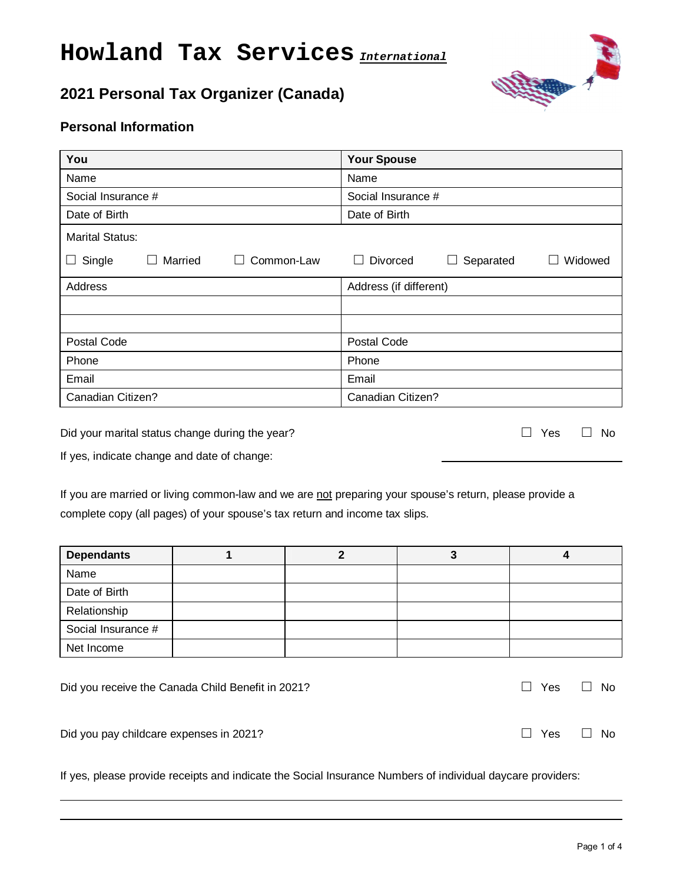# Howland Tax Services *International*

## 2021 Personal Tax Organizer (Canada)

### Personal Information

| You | Your Spouse |
|---|---|
| Name | Name |
| Social Insurance # | Social Insurance # |
| Date of Birth | Date of Birth |
| Marital Status: | |
| ☐ Single ☐ Married ☐ Common-Law | ☐ Divorced ☐ Separated ☐ Widowed |
| Address | Address (if different) |
| | |
| | |
| Postal Code | Postal Code |
| Phone | Phone |
| Email | Email |
| Canadian Citizen? | Canadian Citizen? |

Did your marital status change during the year? ☐ Yes ☐ No

If yes, indicate change and date of change: ____________________

If you are married or living common-law and we are not preparing your spouse's return, please provide a complete copy (all pages) of your spouse's tax return and income tax slips.

| Dependants | 1 | 2 | 3 | 4 |
|---|---|---|---|---|
| Name | | | | |
| Date of Birth | | | | |
| Relationship | | | | |
| Social Insurance # | | | | |
| Net Income | | | | |

Did you receive the Canada Child Benefit in 2021? ☐ Yes ☐ No

Did you pay childcare expenses in 2021? ☐ Yes ☐ No

If yes, please provide receipts and indicate the Social Insurance Numbers of individual daycare providers:

____________________________________________

____________________________________________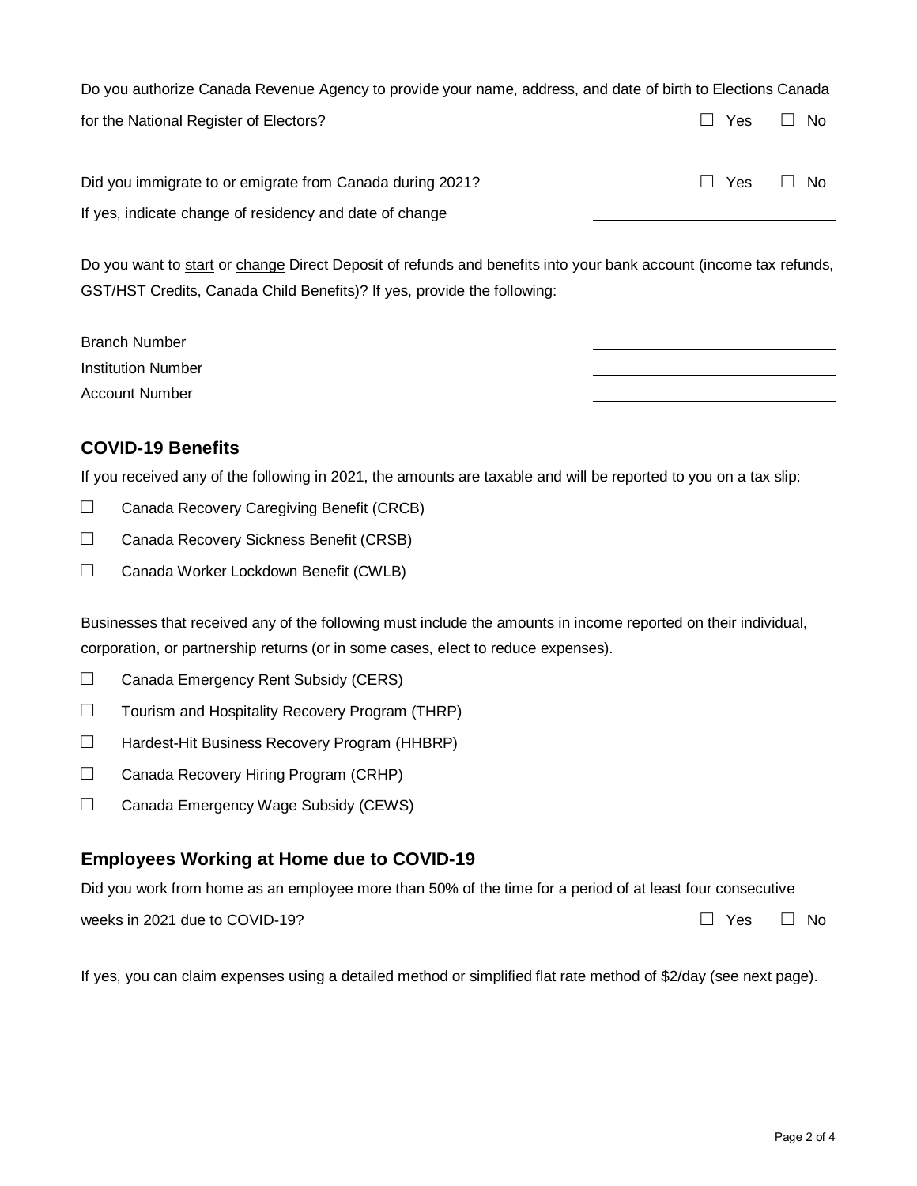Do you authorize Canada Revenue Agency to provide your name, address, and date of birth to Elections Canada for the National Register of Electors? ☐ Yes ☐ No

Did you immigrate to or emigrate from Canada during 2021? ☐ Yes ☐ No

If yes, indicate change of residency and date of change \_\_\_\_\_\_\_\_\_\_\_\_\_\_\_\_\_\_\_\_

Do you want to start or change Direct Deposit of refunds and benefits into your bank account (income tax refunds, GST/HST Credits, Canada Child Benefits)? If yes, provide the following:

Branch Number \_\_\_\_\_\_\_\_\_\_\_\_\_\_\_\_\_\_\_\_

Institution Number \_\_\_\_\_\_\_\_\_\_\_\_\_\_\_\_\_\_\_\_

Account Number \_\_\_\_\_\_\_\_\_\_\_\_\_\_\_\_\_\_\_\_

## COVID-19 Benefits

If you received any of the following in 2021, the amounts are taxable and will be reported to you on a tax slip:

☐ Canada Recovery Caregiving Benefit (CRCB)

☐ Canada Recovery Sickness Benefit (CRSB)

☐ Canada Worker Lockdown Benefit (CWLB)

Businesses that received any of the following must include the amounts in income reported on their individual, corporation, or partnership returns (or in some cases, elect to reduce expenses).

☐ Canada Emergency Rent Subsidy (CERS)

☐ Tourism and Hospitality Recovery Program (THRP)

☐ Hardest-Hit Business Recovery Program (HHBRP)

☐ Canada Recovery Hiring Program (CRHP)

☐ Canada Emergency Wage Subsidy (CEWS)

## Employees Working at Home due to COVID-19

Did you work from home as an employee more than 50% of the time for a period of at least four consecutive weeks in 2021 due to COVID-19? ☐ Yes ☐ No

If yes, you can claim expenses using a detailed method or simplified flat rate method of $2/day (see next page).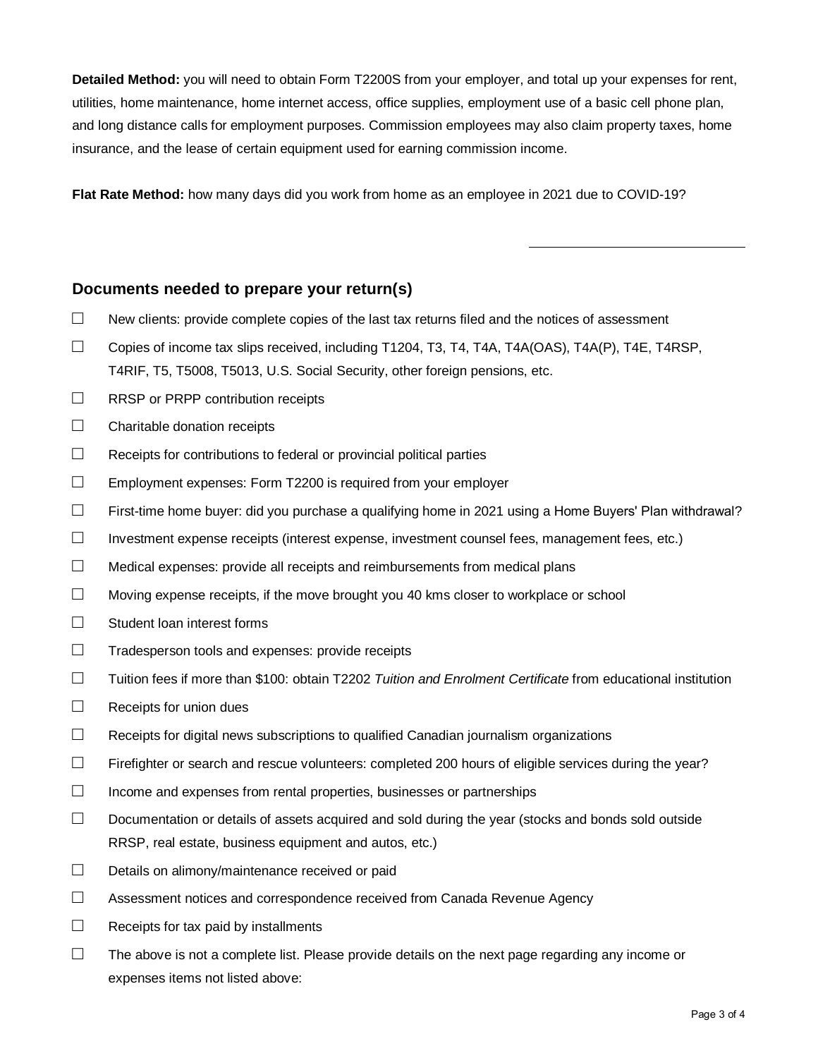**Detailed Method:** you will need to obtain Form T2200S from your employer, and total up your expenses for rent, utilities, home maintenance, home internet access, office supplies, employment use of a basic cell phone plan, and long distance calls for employment purposes. Commission employees may also claim property taxes, home insurance, and the lease of certain equipment used for earning commission income.

**Flat Rate Method:** how many days did you work from home as an employee in 2021 due to COVID-19?

\_\_\_\_\_\_\_\_\_\_\_\_\_\_\_\_\_\_\_\_\_\_\_\_

## Documents needed to prepare your return(s)

- ☐ New clients: provide complete copies of the last tax returns filed and the notices of assessment
- ☐ Copies of income tax slips received, including T1204, T3, T4, T4A, T4A(OAS), T4A(P), T4E, T4RSP, T4RIF, T5, T5008, T5013, U.S. Social Security, other foreign pensions, etc.
- ☐ RRSP or PRPP contribution receipts
- ☐ Charitable donation receipts
- ☐ Receipts for contributions to federal or provincial political parties
- ☐ Employment expenses: Form T2200 is required from your employer
- ☐ First-time home buyer: did you purchase a qualifying home in 2021 using a Home Buyers' Plan withdrawal?
- ☐ Investment expense receipts (interest expense, investment counsel fees, management fees, etc.)
- ☐ Medical expenses: provide all receipts and reimbursements from medical plans
- ☐ Moving expense receipts, if the move brought you 40 kms closer to workplace or school
- ☐ Student loan interest forms
- ☐ Tradesperson tools and expenses: provide receipts
- ☐ Tuition fees if more than $100: obtain T2202 *Tuition and Enrolment Certificate* from educational institution
- ☐ Receipts for union dues
- ☐ Receipts for digital news subscriptions to qualified Canadian journalism organizations
- ☐ Firefighter or search and rescue volunteers: completed 200 hours of eligible services during the year?
- ☐ Income and expenses from rental properties, businesses or partnerships
- ☐ Documentation or details of assets acquired and sold during the year (stocks and bonds sold outside RRSP, real estate, business equipment and autos, etc.)
- ☐ Details on alimony/maintenance received or paid
- ☐ Assessment notices and correspondence received from Canada Revenue Agency
- ☐ Receipts for tax paid by installments
- ☐ The above is not a complete list. Please provide details on the next page regarding any income or expenses items not listed above: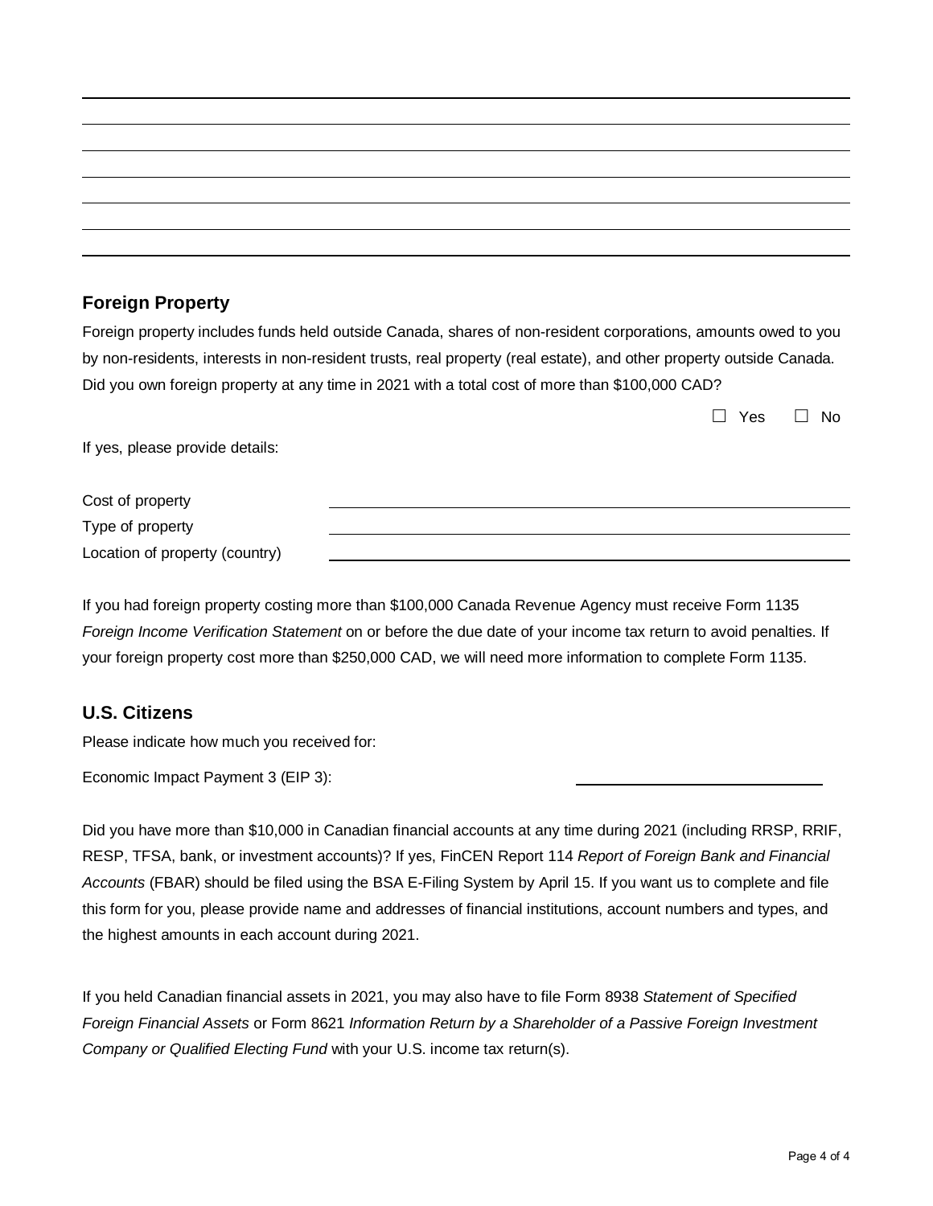## Foreign Property

Foreign property includes funds held outside Canada, shares of non-resident corporations, amounts owed to you by non-residents, interests in non-resident trusts, real property (real estate), and other property outside Canada. Did you own foreign property at any time in 2021 with a total cost of more than $100,000 CAD?

☐ Yes ☐ No

If yes, please provide details:

Cost of property ______________________

Type of property ______________________

Location of property (country) ______________________

If you had foreign property costing more than $100,000 Canada Revenue Agency must receive Form 1135 *Foreign Income Verification Statement* on or before the due date of your income tax return to avoid penalties. If your foreign property cost more than $250,000 CAD, we will need more information to complete Form 1135.

## U.S. Citizens

Please indicate how much you received for:

Economic Impact Payment 3 (EIP 3): ______________________

Did you have more than $10,000 in Canadian financial accounts at any time during 2021 (including RRSP, RRIF, RESP, TFSA, bank, or investment accounts)? If yes, FinCEN Report 114 *Report of Foreign Bank and Financial Accounts* (FBAR) should be filed using the BSA E-Filing System by April 15. If you want us to complete and file this form for you, please provide name and addresses of financial institutions, account numbers and types, and the highest amounts in each account during 2021.

If you held Canadian financial assets in 2021, you may also have to file Form 8938 *Statement of Specified Foreign Financial Assets* or Form 8621 *Information Return by a Shareholder of a Passive Foreign Investment Company or Qualified Electing Fund* with your U.S. income tax return(s).